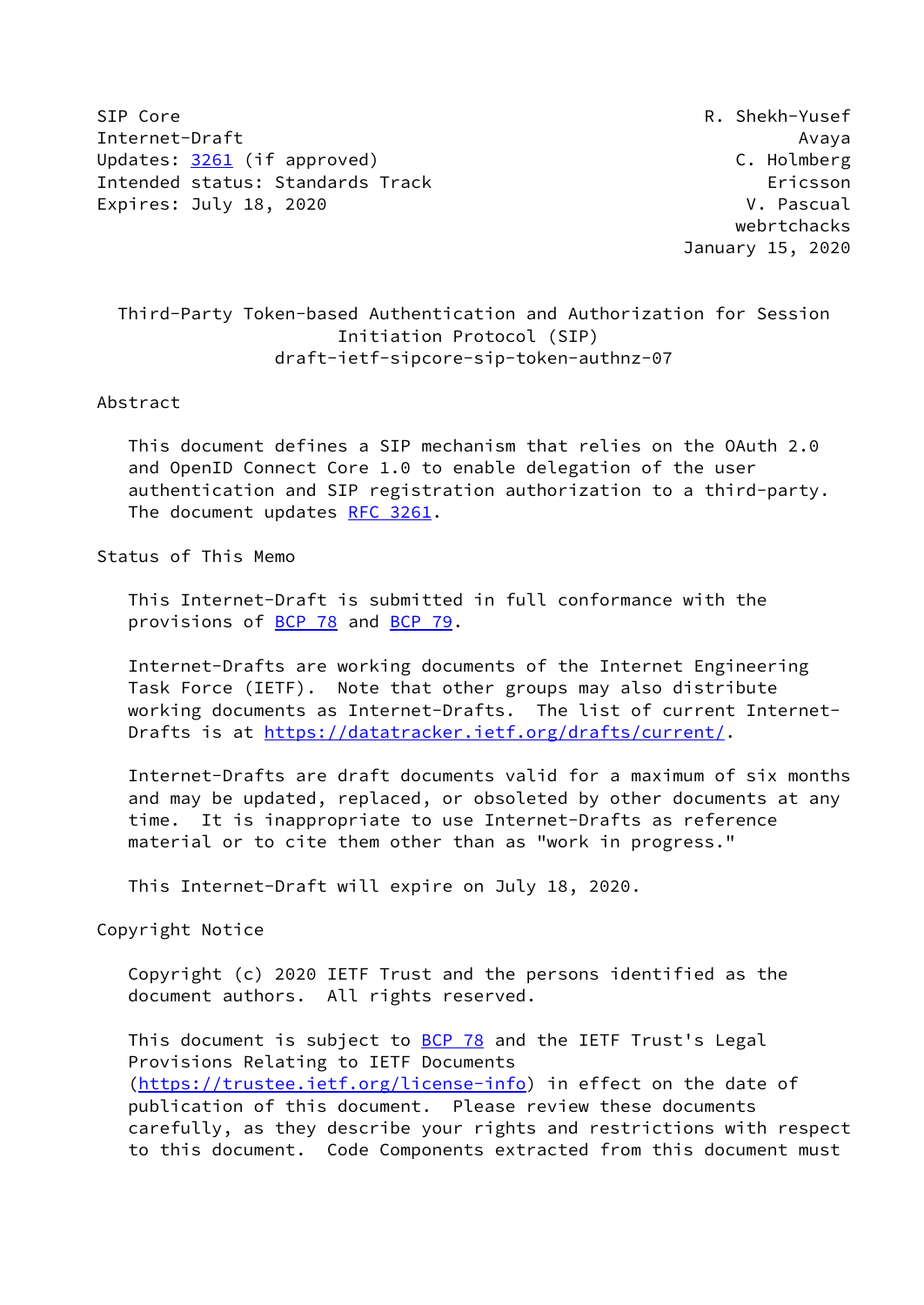SIP Core R. Shekh-Yusef
Internet-Draft Avaya
Updates: 3261 (if approved) C. Holmberg
Intended status: Standards Track Ericsson
Expires: July 18, 2020 V. Pascual
webrtchacks
January 15, 2020

# Third-Party Token-based Authentication and Authorization for Session Initiation Protocol (SIP)

draft-ietf-sipcore-sip-token-authnz-07

## Abstract

This document defines a SIP mechanism that relies on the OAuth 2.0 and OpenID Connect Core 1.0 to enable delegation of the user authentication and SIP registration authorization to a third-party. The document updates RFC 3261.

## Status of This Memo

This Internet-Draft is submitted in full conformance with the provisions of BCP 78 and BCP 79.

Internet-Drafts are working documents of the Internet Engineering Task Force (IETF). Note that other groups may also distribute working documents as Internet-Drafts. The list of current Internet-Drafts is at https://datatracker.ietf.org/drafts/current/.

Internet-Drafts are draft documents valid for a maximum of six months and may be updated, replaced, or obsoleted by other documents at any time. It is inappropriate to use Internet-Drafts as reference material or to cite them other than as "work in progress."

This Internet-Draft will expire on July 18, 2020.

## Copyright Notice

Copyright (c) 2020 IETF Trust and the persons identified as the document authors. All rights reserved.

This document is subject to BCP 78 and the IETF Trust's Legal Provisions Relating to IETF Documents (https://trustee.ietf.org/license-info) in effect on the date of publication of this document. Please review these documents carefully, as they describe your rights and restrictions with respect to this document. Code Components extracted from this document must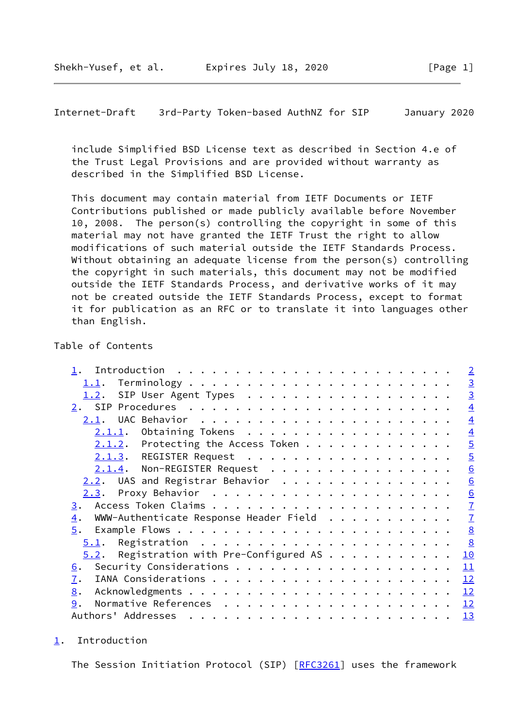include Simplified BSD License text as described in Section 4.e of the Trust Legal Provisions and are provided without warranty as described in the Simplified BSD License.

This document may contain material from IETF Documents or IETF Contributions published or made publicly available before November 10, 2008. The person(s) controlling the copyright in some of this material may not have granted the IETF Trust the right to allow modifications of such material outside the IETF Standards Process. Without obtaining an adequate license from the person(s) controlling the copyright in such materials, this document may not be modified outside the IETF Standards Process, and derivative works of it may not be created outside the IETF Standards Process, except to format it for publication as an RFC or to translate it into languages other than English.

Table of Contents

```
   1.  Introduction  . . . . . . . . . . . . . . . . . . . . . . . .   2
     1.1.  Terminology . . . . . . . . . . . . . . . . . . . . . . .   3
     1.2.  SIP User Agent Types  . . . . . . . . . . . . . . . . . .   3
   2.  SIP Procedures  . . . . . . . . . . . . . . . . . . . . . . .   4
     2.1.  UAC Behavior  . . . . . . . . . . . . . . . . . . . . . .   4
       2.1.1.  Obtaining Tokens  . . . . . . . . . . . . . . . . . .   4
       2.1.2.  Protecting the Access Token . . . . . . . . . . . . .   5
       2.1.3.  REGISTER Request  . . . . . . . . . . . . . . . . . .   5
       2.1.4.  Non-REGISTER Request  . . . . . . . . . . . . . . . .   6
     2.2.  UAS and Registrar Behavior  . . . . . . . . . . . . . . .   6
     2.3.  Proxy Behavior  . . . . . . . . . . . . . . . . . . . . .   6
   3.  Access Token Claims . . . . . . . . . . . . . . . . . . . . .   7
   4.  WWW-Authenticate Response Header Field  . . . . . . . . . . .   7
   5.  Example Flows . . . . . . . . . . . . . . . . . . . . . . . .   8
     5.1.  Registration  . . . . . . . . . . . . . . . . . . . . . .   8
     5.2.  Registration with Pre-Configured AS . . . . . . . . . . .  10
   6.  Security Considerations . . . . . . . . . . . . . . . . . . .  11
   7.  IANA Considerations . . . . . . . . . . . . . . . . . . . . .  12
   8.  Acknowledgments . . . . . . . . . . . . . . . . . . . . . . .  12
   9.  Normative References  . . . . . . . . . . . . . . . . . . . .  12
   Authors' Addresses  . . . . . . . . . . . . . . . . . . . . . . .  13
```

## 1. Introduction

The Session Initiation Protocol (SIP) [RFC3261] uses the framework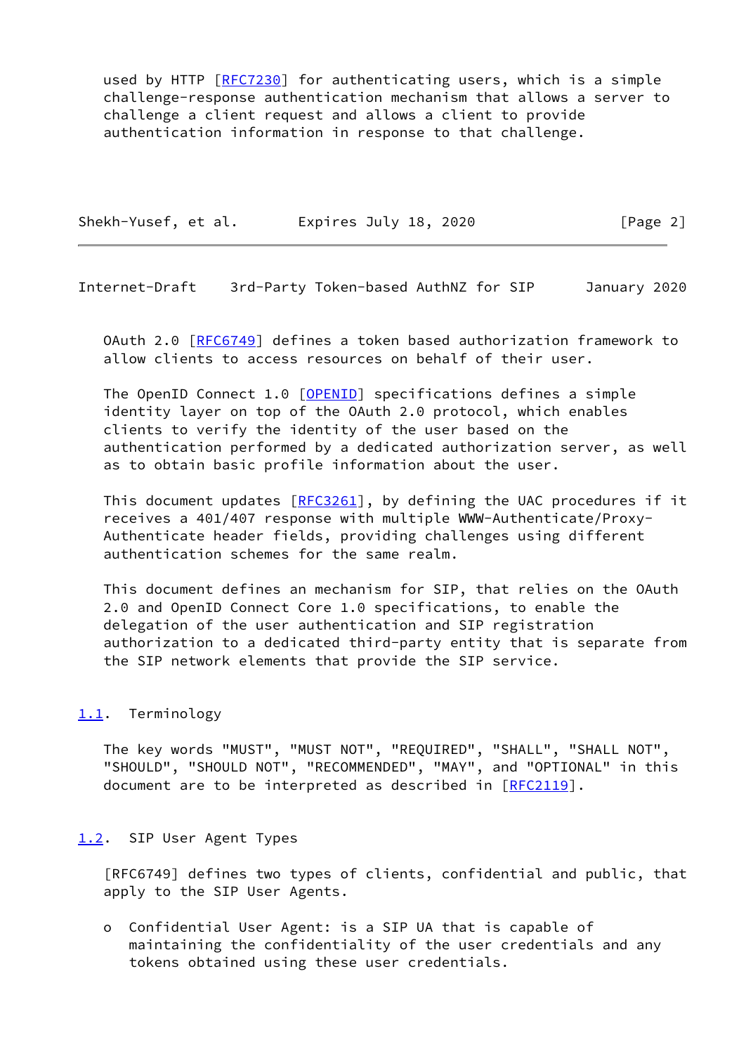used by HTTP [RFC7230] for authenticating users, which is a simple challenge-response authentication mechanism that allows a server to challenge a client request and allows a client to provide authentication information in response to that challenge.

OAuth 2.0 [RFC6749] defines a token based authorization framework to allow clients to access resources on behalf of their user.

The OpenID Connect 1.0 [OPENID] specifications defines a simple identity layer on top of the OAuth 2.0 protocol, which enables clients to verify the identity of the user based on the authentication performed by a dedicated authorization server, as well as to obtain basic profile information about the user.

This document updates [RFC3261], by defining the UAC procedures if it receives a 401/407 response with multiple WWW-Authenticate/Proxy-Authenticate header fields, providing challenges using different authentication schemes for the same realm.

This document defines an mechanism for SIP, that relies on the OAuth 2.0 and OpenID Connect Core 1.0 specifications, to enable the delegation of the user authentication and SIP registration authorization to a dedicated third-party entity that is separate from the SIP network elements that provide the SIP service.

### 1.1. Terminology

The key words "MUST", "MUST NOT", "REQUIRED", "SHALL", "SHALL NOT", "SHOULD", "SHOULD NOT", "RECOMMENDED", "MAY", and "OPTIONAL" in this document are to be interpreted as described in [RFC2119].

### 1.2. SIP User Agent Types

[RFC6749] defines two types of clients, confidential and public, that apply to the SIP User Agents.

- Confidential User Agent: is a SIP UA that is capable of maintaining the confidentiality of the user credentials and any tokens obtained using these user credentials.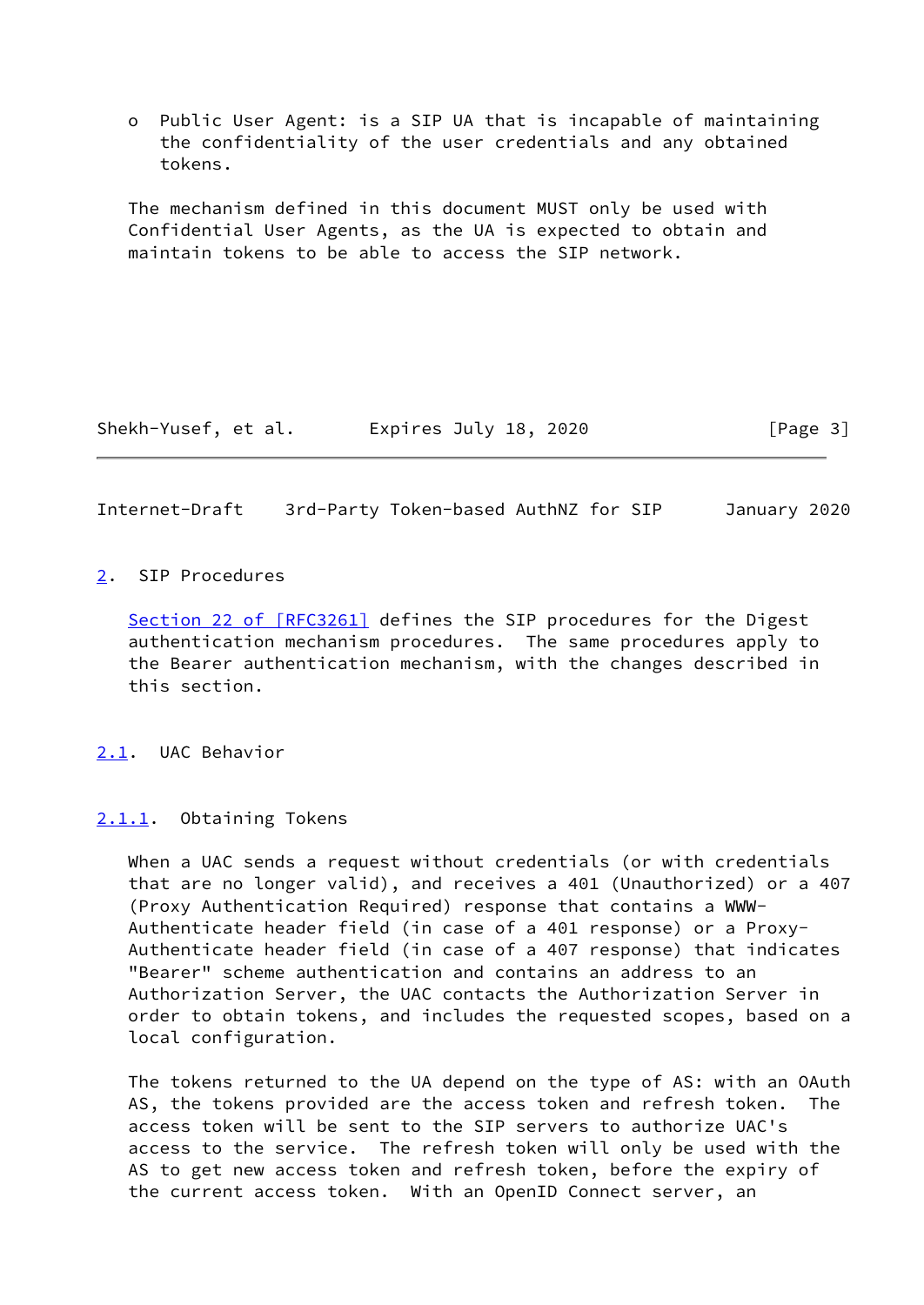o Public User Agent: is a SIP UA that is incapable of maintaining the confidentiality of the user credentials and any obtained tokens.

The mechanism defined in this document MUST only be used with Confidential User Agents, as the UA is expected to obtain and maintain tokens to be able to access the SIP network.

## 2. SIP Procedures

Section 22 of [RFC3261] defines the SIP procedures for the Digest authentication mechanism procedures. The same procedures apply to the Bearer authentication mechanism, with the changes described in this section.

### 2.1. UAC Behavior

#### 2.1.1. Obtaining Tokens

When a UAC sends a request without credentials (or with credentials that are no longer valid), and receives a 401 (Unauthorized) or a 407 (Proxy Authentication Required) response that contains a WWW-Authenticate header field (in case of a 401 response) or a Proxy-Authenticate header field (in case of a 407 response) that indicates "Bearer" scheme authentication and contains an address to an Authorization Server, the UAC contacts the Authorization Server in order to obtain tokens, and includes the requested scopes, based on a local configuration.

The tokens returned to the UA depend on the type of AS: with an OAuth AS, the tokens provided are the access token and refresh token. The access token will be sent to the SIP servers to authorize UAC's access to the service. The refresh token will only be used with the AS to get new access token and refresh token, before the expiry of the current access token. With an OpenID Connect server, an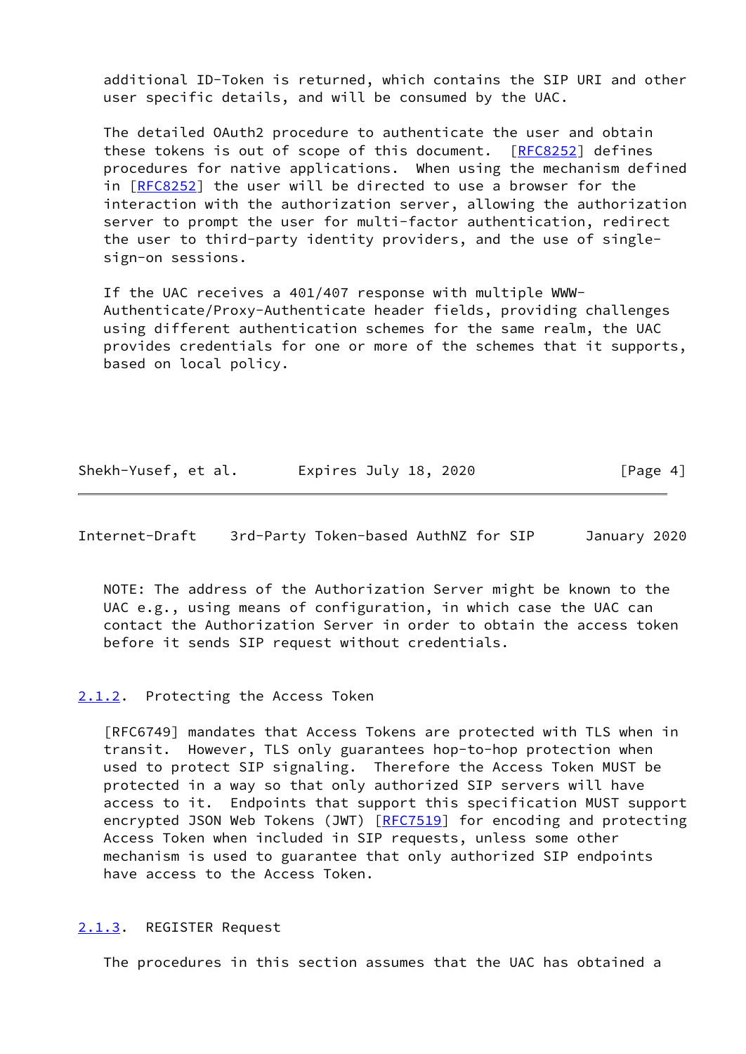additional ID-Token is returned, which contains the SIP URI and other user specific details, and will be consumed by the UAC.

The detailed OAuth2 procedure to authenticate the user and obtain these tokens is out of scope of this document. [RFC8252] defines procedures for native applications. When using the mechanism defined in [RFC8252] the user will be directed to use a browser for the interaction with the authorization server, allowing the authorization server to prompt the user for multi-factor authentication, redirect the user to third-party identity providers, and the use of single-sign-on sessions.

If the UAC receives a 401/407 response with multiple WWW-Authenticate/Proxy-Authenticate header fields, providing challenges using different authentication schemes for the same realm, the UAC provides credentials for one or more of the schemes that it supports, based on local policy.

NOTE: The address of the Authorization Server might be known to the UAC e.g., using means of configuration, in which case the UAC can contact the Authorization Server in order to obtain the access token before it sends SIP request without credentials.

### 2.1.2. Protecting the Access Token

[RFC6749] mandates that Access Tokens are protected with TLS when in transit. However, TLS only guarantees hop-to-hop protection when used to protect SIP signaling. Therefore the Access Token MUST be protected in a way so that only authorized SIP servers will have access to it. Endpoints that support this specification MUST support encrypted JSON Web Tokens (JWT) [RFC7519] for encoding and protecting Access Token when included in SIP requests, unless some other mechanism is used to guarantee that only authorized SIP endpoints have access to the Access Token.

### 2.1.3. REGISTER Request

The procedures in this section assumes that the UAC has obtained a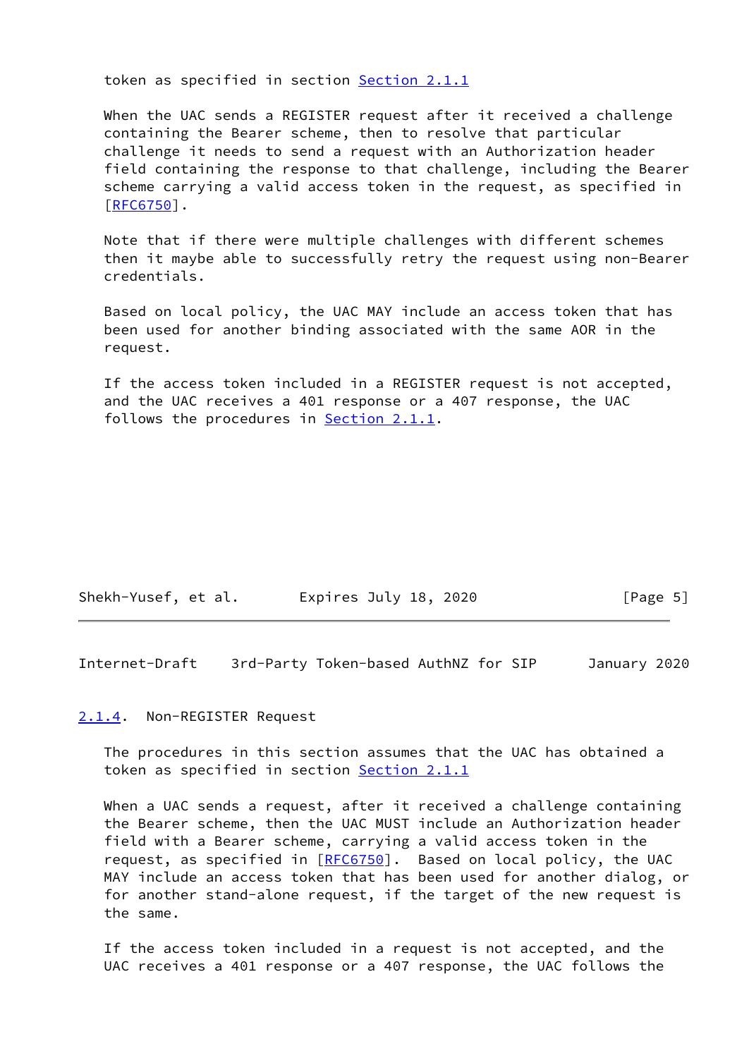token as specified in section Section 2.1.1

When the UAC sends a REGISTER request after it received a challenge containing the Bearer scheme, then to resolve that particular challenge it needs to send a request with an Authorization header field containing the response to that challenge, including the Bearer scheme carrying a valid access token in the request, as specified in [RFC6750].

Note that if there were multiple challenges with different schemes then it maybe able to successfully retry the request using non-Bearer credentials.

Based on local policy, the UAC MAY include an access token that has been used for another binding associated with the same AOR in the request.

If the access token included in a REGISTER request is not accepted, and the UAC receives a 401 response or a 407 response, the UAC follows the procedures in Section 2.1.1.

### 2.1.4. Non-REGISTER Request

The procedures in this section assumes that the UAC has obtained a token as specified in section Section 2.1.1

When a UAC sends a request, after it received a challenge containing the Bearer scheme, then the UAC MUST include an Authorization header field with a Bearer scheme, carrying a valid access token in the request, as specified in [RFC6750]. Based on local policy, the UAC MAY include an access token that has been used for another dialog, or for another stand-alone request, if the target of the new request is the same.

If the access token included in a request is not accepted, and the UAC receives a 401 response or a 407 response, the UAC follows the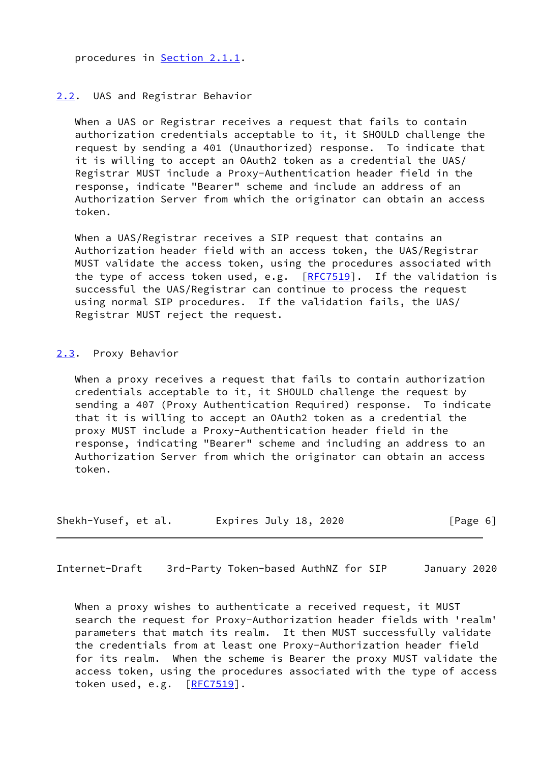procedures in Section 2.1.1.

### 2.2. UAS and Registrar Behavior

When a UAS or Registrar receives a request that fails to contain authorization credentials acceptable to it, it SHOULD challenge the request by sending a 401 (Unauthorized) response. To indicate that it is willing to accept an OAuth2 token as a credential the UAS/Registrar MUST include a Proxy-Authentication header field in the response, indicate "Bearer" scheme and include an address of an Authorization Server from which the originator can obtain an access token.

When a UAS/Registrar receives a SIP request that contains an Authorization header field with an access token, the UAS/Registrar MUST validate the access token, using the procedures associated with the type of access token used, e.g. [RFC7519]. If the validation is successful the UAS/Registrar can continue to process the request using normal SIP procedures. If the validation fails, the UAS/Registrar MUST reject the request.

### 2.3. Proxy Behavior

When a proxy receives a request that fails to contain authorization credentials acceptable to it, it SHOULD challenge the request by sending a 407 (Proxy Authentication Required) response. To indicate that it is willing to accept an OAuth2 token as a credential the proxy MUST include a Proxy-Authentication header field in the response, indicating "Bearer" scheme and including an address to an Authorization Server from which the originator can obtain an access token.

When a proxy wishes to authenticate a received request, it MUST search the request for Proxy-Authorization header fields with 'realm' parameters that match its realm. It then MUST successfully validate the credentials from at least one Proxy-Authorization header field for its realm. When the scheme is Bearer the proxy MUST validate the access token, using the procedures associated with the type of access token used, e.g. [RFC7519].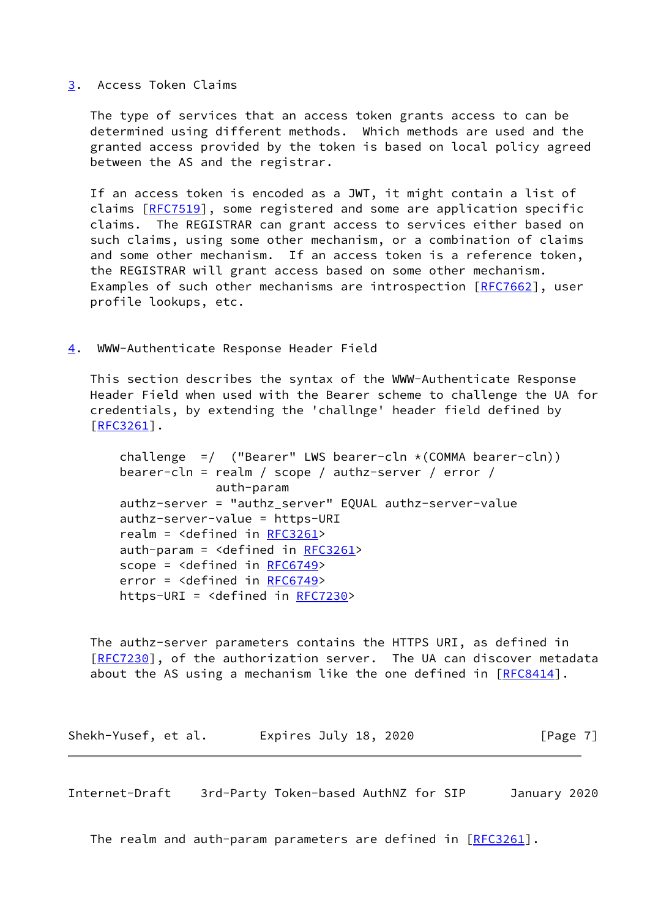## 3. Access Token Claims

The type of services that an access token grants access to can be determined using different methods. Which methods are used and the granted access provided by the token is based on local policy agreed between the AS and the registrar.

If an access token is encoded as a JWT, it might contain a list of claims [RFC7519], some registered and some are application specific claims. The REGISTRAR can grant access to services either based on such claims, using some other mechanism, or a combination of claims and some other mechanism. If an access token is a reference token, the REGISTRAR will grant access based on some other mechanism. Examples of such other mechanisms are introspection [RFC7662], user profile lookups, etc.

## 4. WWW-Authenticate Response Header Field

This section describes the syntax of the WWW-Authenticate Response Header Field when used with the Bearer scheme to challenge the UA for credentials, by extending the 'challnge' header field defined by [RFC3261].

```
challenge  =/  ("Bearer" LWS bearer-cln *(COMMA bearer-cln))
bearer-cln = realm / scope / authz-server / error /
             auth-param
authz-server = "authz_server" EQUAL authz-server-value
authz-server-value = https-URI
realm = <defined in RFC3261>
auth-param = <defined in RFC3261>
scope = <defined in RFC6749>
error = <defined in RFC6749>
https-URI = <defined in RFC7230>
```

The authz-server parameters contains the HTTPS URI, as defined in [RFC7230], of the authorization server. The UA can discover metadata about the AS using a mechanism like the one defined in [RFC8414].

The realm and auth-param parameters are defined in [RFC3261].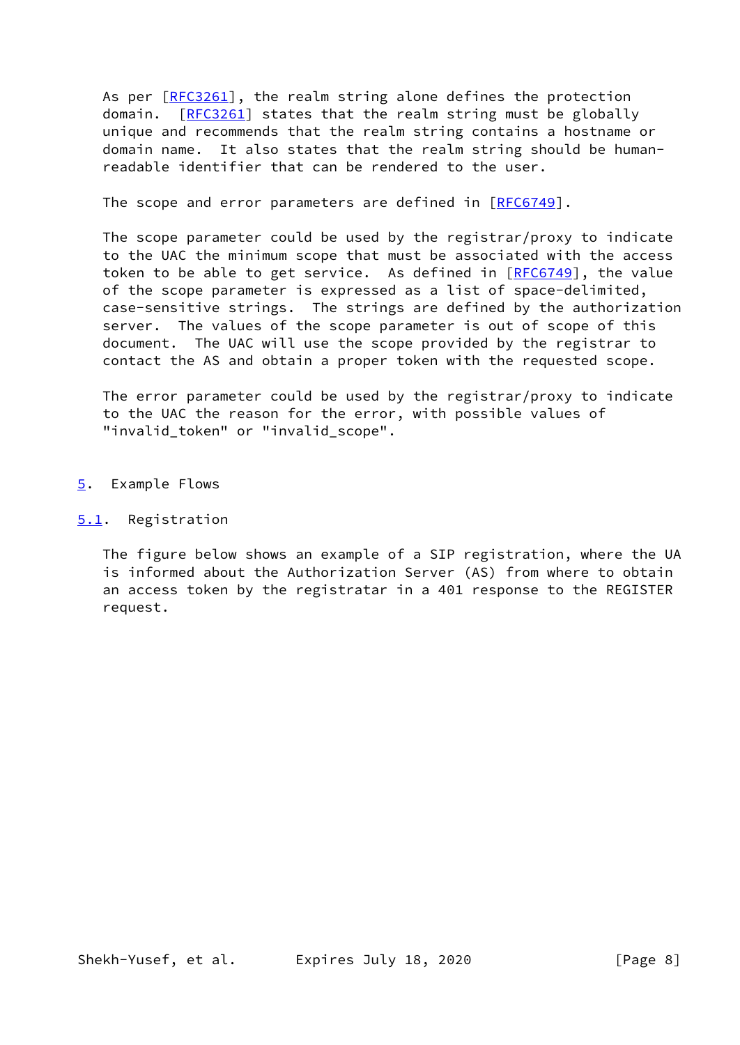As per [RFC3261], the realm string alone defines the protection domain. [RFC3261] states that the realm string must be globally unique and recommends that the realm string contains a hostname or domain name. It also states that the realm string should be human-readable identifier that can be rendered to the user.

The scope and error parameters are defined in [RFC6749].

The scope parameter could be used by the registrar/proxy to indicate to the UAC the minimum scope that must be associated with the access token to be able to get service. As defined in [RFC6749], the value of the scope parameter is expressed as a list of space-delimited, case-sensitive strings. The strings are defined by the authorization server. The values of the scope parameter is out of scope of this document. The UAC will use the scope provided by the registrar to contact the AS and obtain a proper token with the requested scope.

The error parameter could be used by the registrar/proxy to indicate to the UAC the reason for the error, with possible values of "invalid_token" or "invalid_scope".

## 5. Example Flows

### 5.1. Registration

The figure below shows an example of a SIP registration, where the UA is informed about the Authorization Server (AS) from where to obtain an access token by the registratar in a 401 response to the REGISTER request.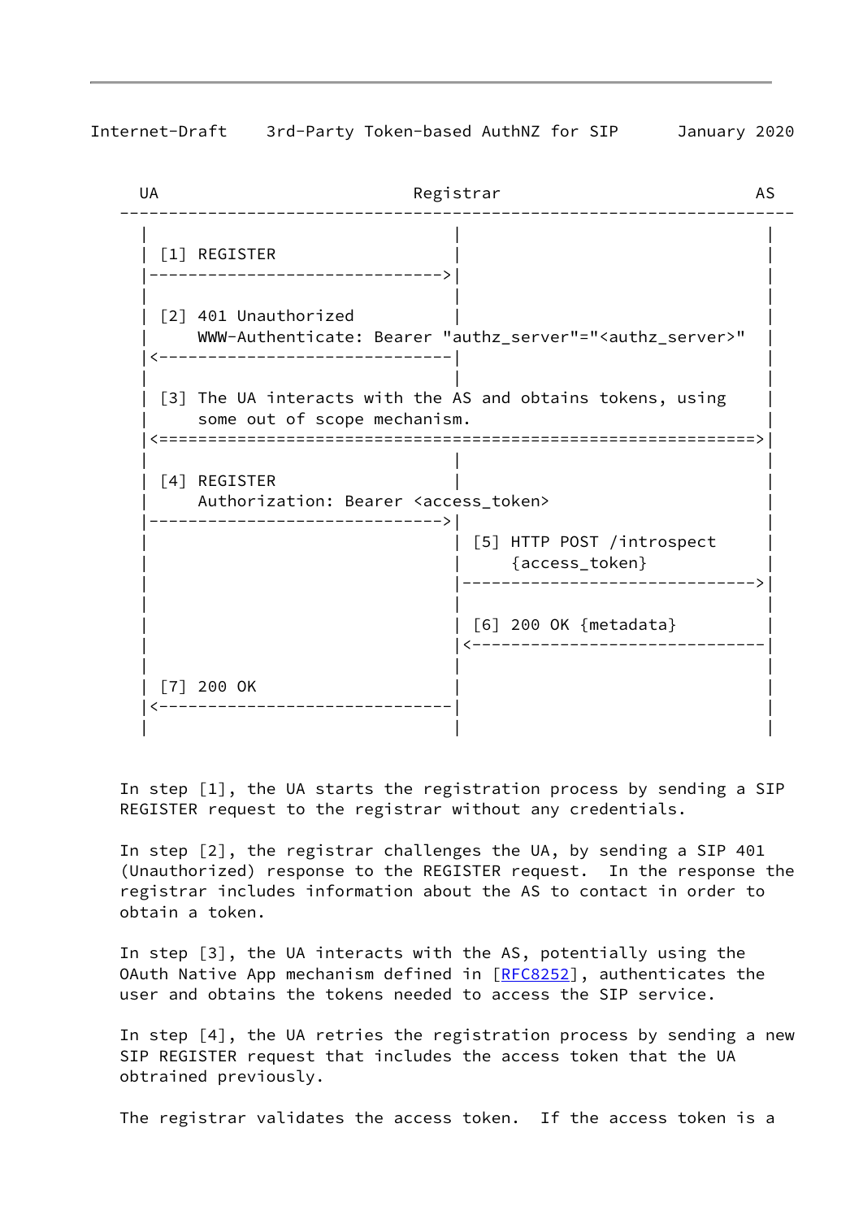```
  UA                          Registrar                          AS
---------------------------------------------------------------------
  |                               |                               |
  | [1] REGISTER                  |                               |
  |------------------------------>|                               |
  |                               |                               |
  | [2] 401 Unauthorized          |                               |
  |     WWW-Authenticate: Bearer "authz_server"="<authz_server>"  |
  |<------------------------------|                               |
  |                               |                               |
  | [3] The UA interacts with the AS and obtains tokens, using    |
  |     some out of scope mechanism.                              |
  |<=============================================================>|
  |                               |                               |
  | [4] REGISTER                  |                               |
  |     Authorization: Bearer <access_token>                      |
  |------------------------------>|                               |
  |                               | [5] HTTP POST /introspect     |
  |                               |     {access_token}            |
  |                               |------------------------------>|
  |                               |                               |
  |                               | [6] 200 OK {metadata}         |
  |                               |<------------------------------|
  |                               |                               |
  | [7] 200 OK                    |                               |
  |<------------------------------|                               |
  |                               |                               |
```

In step [1], the UA starts the registration process by sending a SIP REGISTER request to the registrar without any credentials.

In step [2], the registrar challenges the UA, by sending a SIP 401 (Unauthorized) response to the REGISTER request. In the response the registrar includes information about the AS to contact in order to obtain a token.

In step [3], the UA interacts with the AS, potentially using the OAuth Native App mechanism defined in [RFC8252], authenticates the user and obtains the tokens needed to access the SIP service.

In step [4], the UA retries the registration process by sending a new SIP REGISTER request that includes the access token that the UA obtrained previously.

The registrar validates the access token. If the access token is a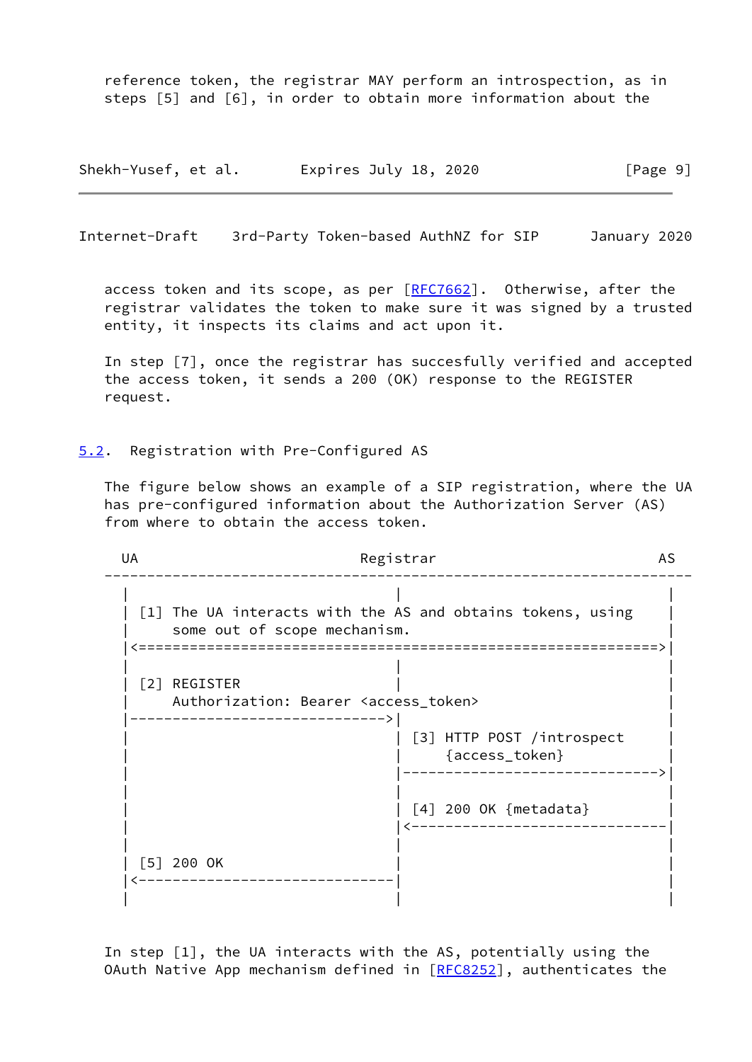reference token, the registrar MAY perform an introspection, as in steps [5] and [6], in order to obtain more information about the access token and its scope, as per [RFC7662]. Otherwise, after the registrar validates the token to make sure it was signed by a trusted entity, it inspects its claims and act upon it.

In step [7], once the registrar has succesfully verified and accepted the access token, it sends a 200 (OK) response to the REGISTER request.

## 5.2. Registration with Pre-Configured AS

The figure below shows an example of a SIP registration, where the UA has pre-configured information about the Authorization Server (AS) from where to obtain the access token.

```
  UA                              Registrar                          AS
---------------------------------------------------------------------------
  |                                |                                 |
  | [1] The UA interacts with the AS and obtains tokens, using       |
  |     some out of scope mechanism.                                 |
  |<================================================================>|
  |                                |                                 |
  | [2] REGISTER                   |                                 |
  |     Authorization: Bearer <access_token>                         |
  |------------------------------->|                                 |
  |                                | [3] HTTP POST /introspect       |
  |                                |     {access_token}              |
  |                                |-------------------------------->|
  |                                |                                 |
  |                                | [4] 200 OK {metadata}           |
  |                                |<--------------------------------|
  |                                |                                 |
  | [5] 200 OK                     |                                 |
  |<-------------------------------|                                 |
  |                                |                                 |
```

In step [1], the UA interacts with the AS, potentially using the OAuth Native App mechanism defined in [RFC8252], authenticates the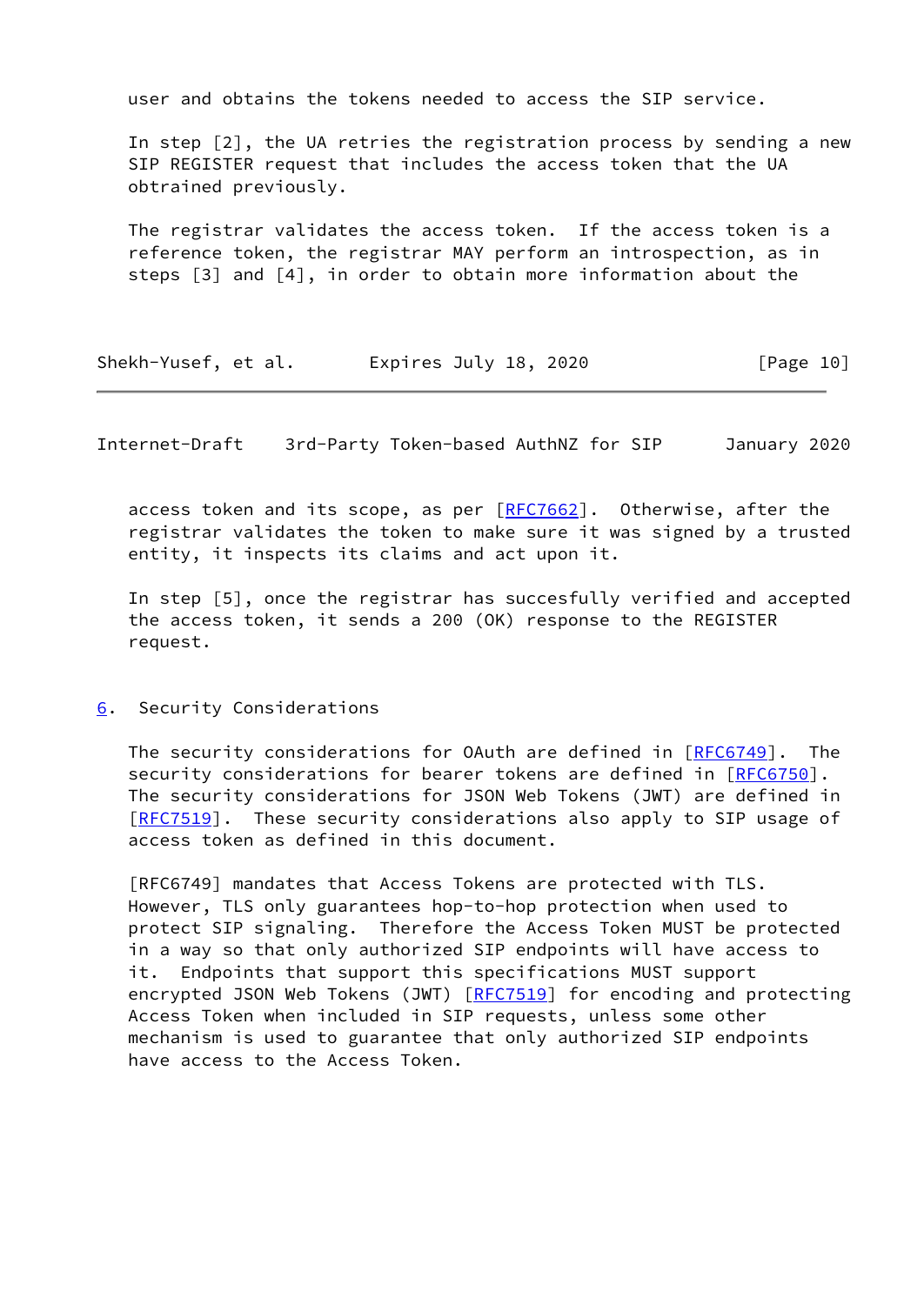user and obtains the tokens needed to access the SIP service.

In step [2], the UA retries the registration process by sending a new SIP REGISTER request that includes the access token that the UA obtrained previously.

The registrar validates the access token. If the access token is a reference token, the registrar MAY perform an introspection, as in steps [3] and [4], in order to obtain more information about the access token and its scope, as per [RFC7662]. Otherwise, after the registrar validates the token to make sure it was signed by a trusted entity, it inspects its claims and act upon it.

In step [5], once the registrar has succesfully verified and accepted the access token, it sends a 200 (OK) response to the REGISTER request.

## 6. Security Considerations

The security considerations for OAuth are defined in [RFC6749]. The security considerations for bearer tokens are defined in [RFC6750]. The security considerations for JSON Web Tokens (JWT) are defined in [RFC7519]. These security considerations also apply to SIP usage of access token as defined in this document.

[RFC6749] mandates that Access Tokens are protected with TLS. However, TLS only guarantees hop-to-hop protection when used to protect SIP signaling. Therefore the Access Token MUST be protected in a way so that only authorized SIP endpoints will have access to it. Endpoints that support this specifications MUST support encrypted JSON Web Tokens (JWT) [RFC7519] for encoding and protecting Access Token when included in SIP requests, unless some other mechanism is used to guarantee that only authorized SIP endpoints have access to the Access Token.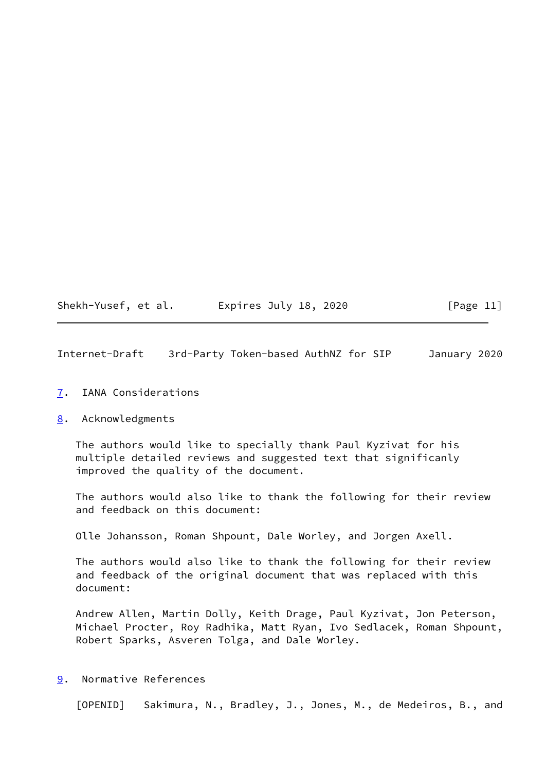## 7. IANA Considerations

## 8. Acknowledgments

The authors would like to specially thank Paul Kyzivat for his multiple detailed reviews and suggested text that significanly improved the quality of the document.

The authors would also like to thank the following for their review and feedback on this document:

Olle Johansson, Roman Shpount, Dale Worley, and Jorgen Axell.

The authors would also like to thank the following for their review and feedback of the original document that was replaced with this document:

Andrew Allen, Martin Dolly, Keith Drage, Paul Kyzivat, Jon Peterson, Michael Procter, Roy Radhika, Matt Ryan, Ivo Sedlacek, Roman Shpount, Robert Sparks, Asveren Tolga, and Dale Worley.

## 9. Normative References

[OPENID] Sakimura, N., Bradley, J., Jones, M., de Medeiros, B., and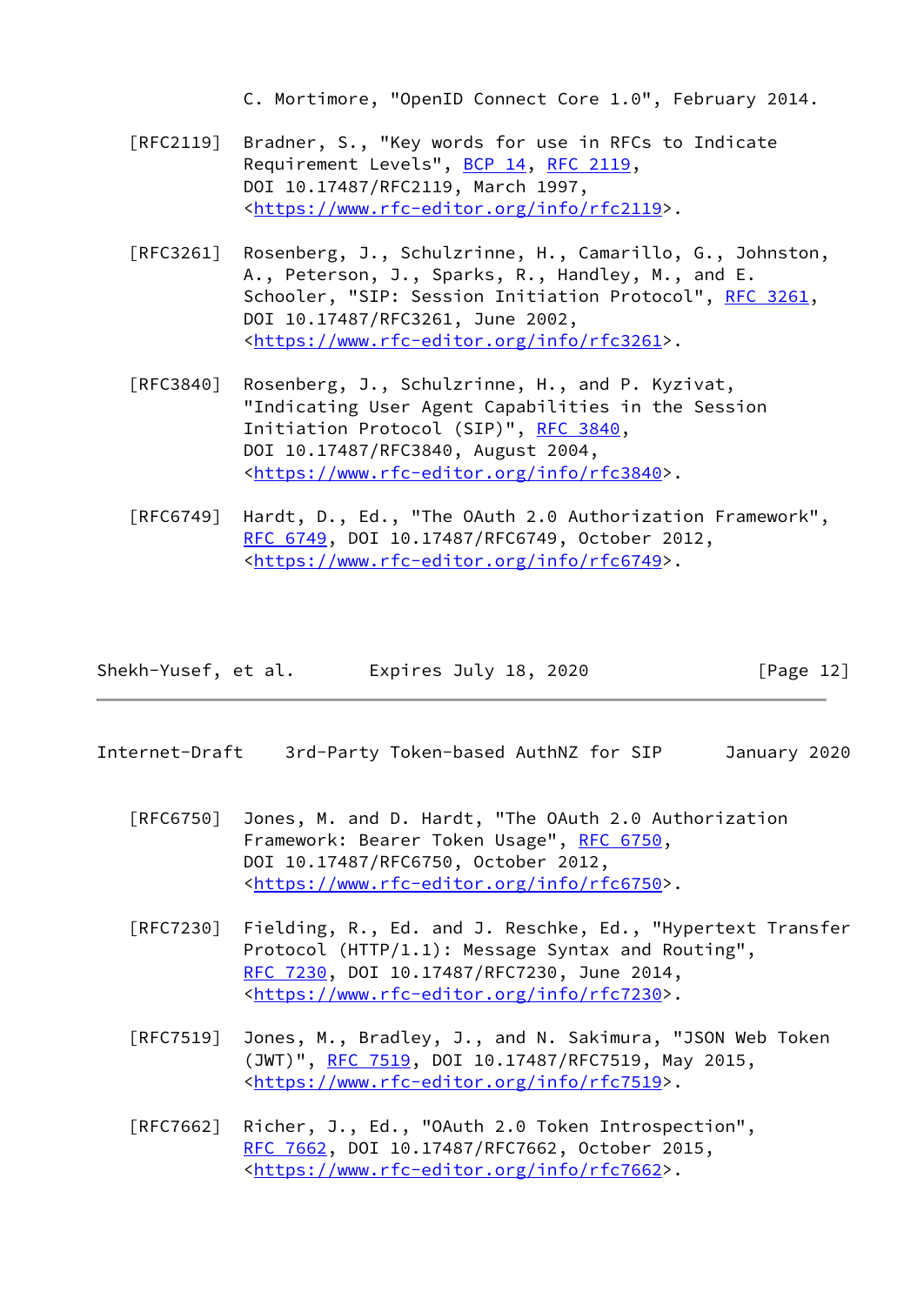C. Mortimore, "OpenID Connect Core 1.0", February 2014.

[RFC2119] Bradner, S., "Key words for use in RFCs to Indicate Requirement Levels", BCP 14, RFC 2119, DOI 10.17487/RFC2119, March 1997, <https://www.rfc-editor.org/info/rfc2119>.

[RFC3261] Rosenberg, J., Schulzrinne, H., Camarillo, G., Johnston, A., Peterson, J., Sparks, R., Handley, M., and E. Schooler, "SIP: Session Initiation Protocol", RFC 3261, DOI 10.17487/RFC3261, June 2002, <https://www.rfc-editor.org/info/rfc3261>.

[RFC3840] Rosenberg, J., Schulzrinne, H., and P. Kyzivat, "Indicating User Agent Capabilities in the Session Initiation Protocol (SIP)", RFC 3840, DOI 10.17487/RFC3840, August 2004, <https://www.rfc-editor.org/info/rfc3840>.

[RFC6749] Hardt, D., Ed., "The OAuth 2.0 Authorization Framework", RFC 6749, DOI 10.17487/RFC6749, October 2012, <https://www.rfc-editor.org/info/rfc6749>.

[RFC6750] Jones, M. and D. Hardt, "The OAuth 2.0 Authorization Framework: Bearer Token Usage", RFC 6750, DOI 10.17487/RFC6750, October 2012, <https://www.rfc-editor.org/info/rfc6750>.

[RFC7230] Fielding, R., Ed. and J. Reschke, Ed., "Hypertext Transfer Protocol (HTTP/1.1): Message Syntax and Routing", RFC 7230, DOI 10.17487/RFC7230, June 2014, <https://www.rfc-editor.org/info/rfc7230>.

[RFC7519] Jones, M., Bradley, J., and N. Sakimura, "JSON Web Token (JWT)", RFC 7519, DOI 10.17487/RFC7519, May 2015, <https://www.rfc-editor.org/info/rfc7519>.

[RFC7662] Richer, J., Ed., "OAuth 2.0 Token Introspection", RFC 7662, DOI 10.17487/RFC7662, October 2015, <https://www.rfc-editor.org/info/rfc7662>.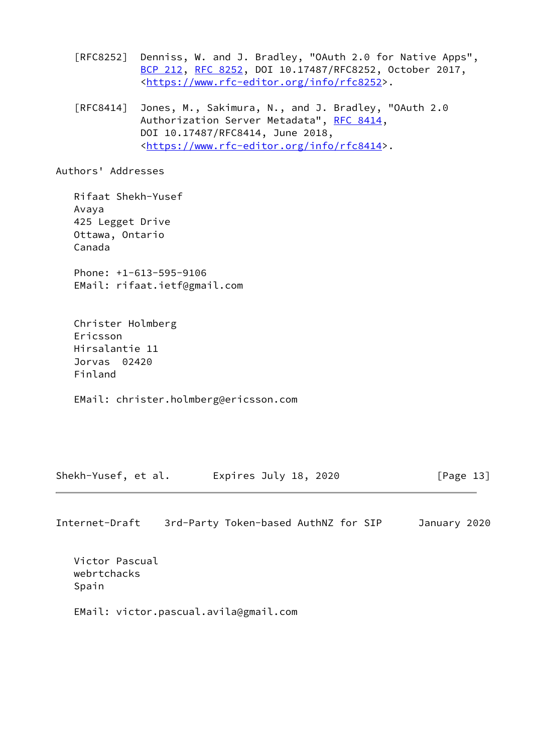[RFC8252] Denniss, W. and J. Bradley, "OAuth 2.0 for Native Apps", BCP 212, RFC 8252, DOI 10.17487/RFC8252, October 2017, <https://www.rfc-editor.org/info/rfc8252>.

[RFC8414] Jones, M., Sakimura, N., and J. Bradley, "OAuth 2.0 Authorization Server Metadata", RFC 8414, DOI 10.17487/RFC8414, June 2018, <https://www.rfc-editor.org/info/rfc8414>.

## Authors' Addresses

Rifaat Shekh-Yusef
Avaya
425 Legget Drive
Ottawa, Ontario
Canada

Phone: +1-613-595-9106
EMail: rifaat.ietf@gmail.com

Christer Holmberg
Ericsson
Hirsalantie 11
Jorvas 02420
Finland

EMail: christer.holmberg@ericsson.com

Victor Pascual
webrtchacks
Spain

EMail: victor.pascual.avila@gmail.com